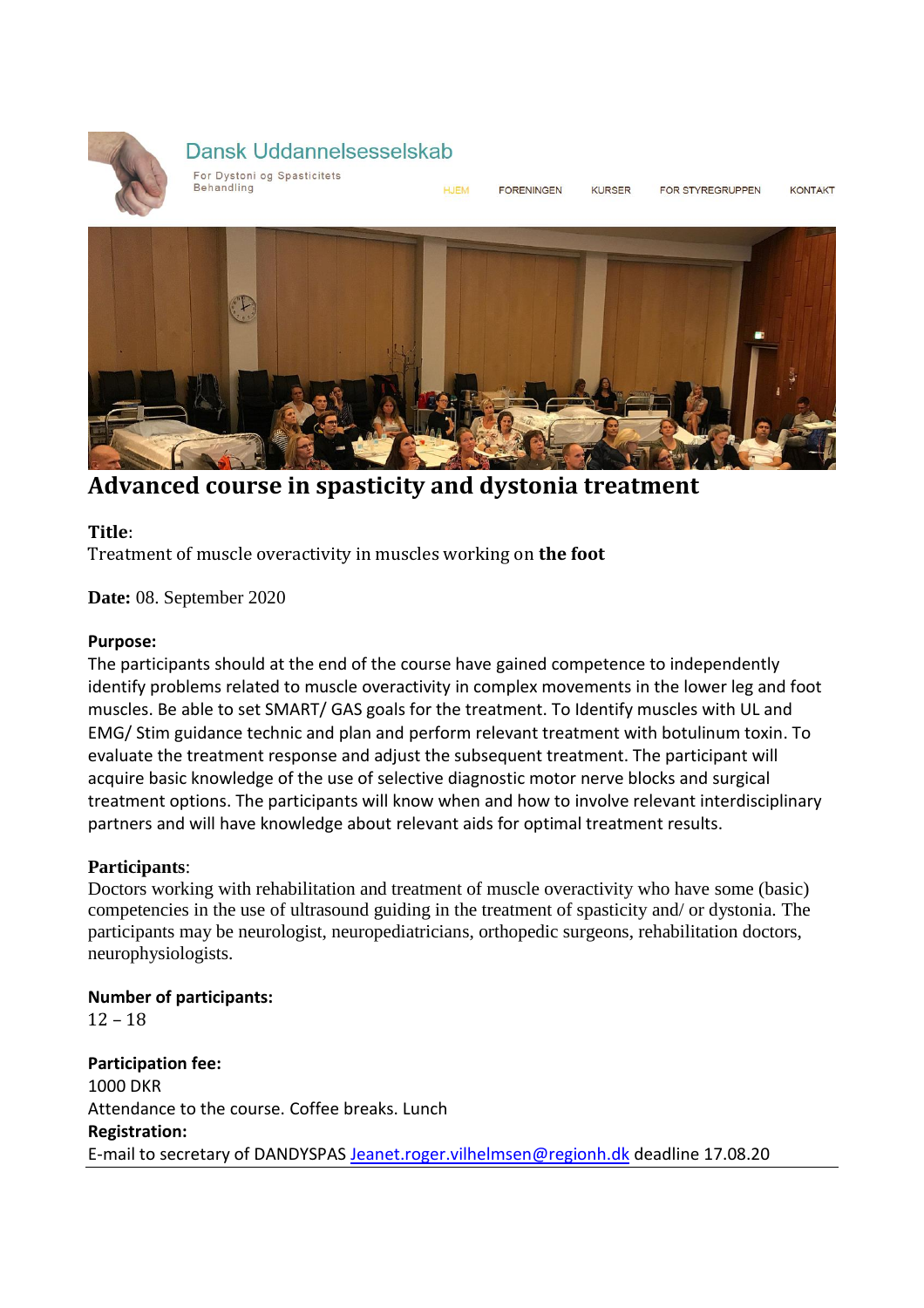Dansk Uddannelsesselskab

For Dystoni og Spasticitets Behandling

HJEM FORENINGEN KURSER FOR STYREGRUPPEN KONTAKT

# Advanced course in spasticity and dystonia treatment

**Title**:
Treatment of muscle overactivity in muscles working on **the foot**

**Date:** 08. September 2020

**Purpose:**
The participants should at the end of the course have gained competence to independently identify problems related to muscle overactivity in complex movements in the lower leg and foot muscles. Be able to set SMART/ GAS goals for the treatment. To Identify muscles with UL and EMG/ Stim guidance technic and plan and perform relevant treatment with botulinum toxin. To evaluate the treatment response and adjust the subsequent treatment. The participant will acquire basic knowledge of the use of selective diagnostic motor nerve blocks and surgical treatment options. The participants will know when and how to involve relevant interdisciplinary partners and will have knowledge about relevant aids for optimal treatment results.

**Participants**:
Doctors working with rehabilitation and treatment of muscle overactivity who have some (basic) competencies in the use of ultrasound guiding in the treatment of spasticity and/ or dystonia. The participants may be neurologist, neuropediatricians, orthopedic surgeons, rehabilitation doctors, neurophysiologists.

**Number of participants:**
12 – 18

**Participation fee:**
1000 DKR
Attendance to the course. Coffee breaks. Lunch

**Registration:**
E-mail to secretary of DANDYSPAS Jeanet.roger.vilhelmsen@regionh.dk deadline 17.08.20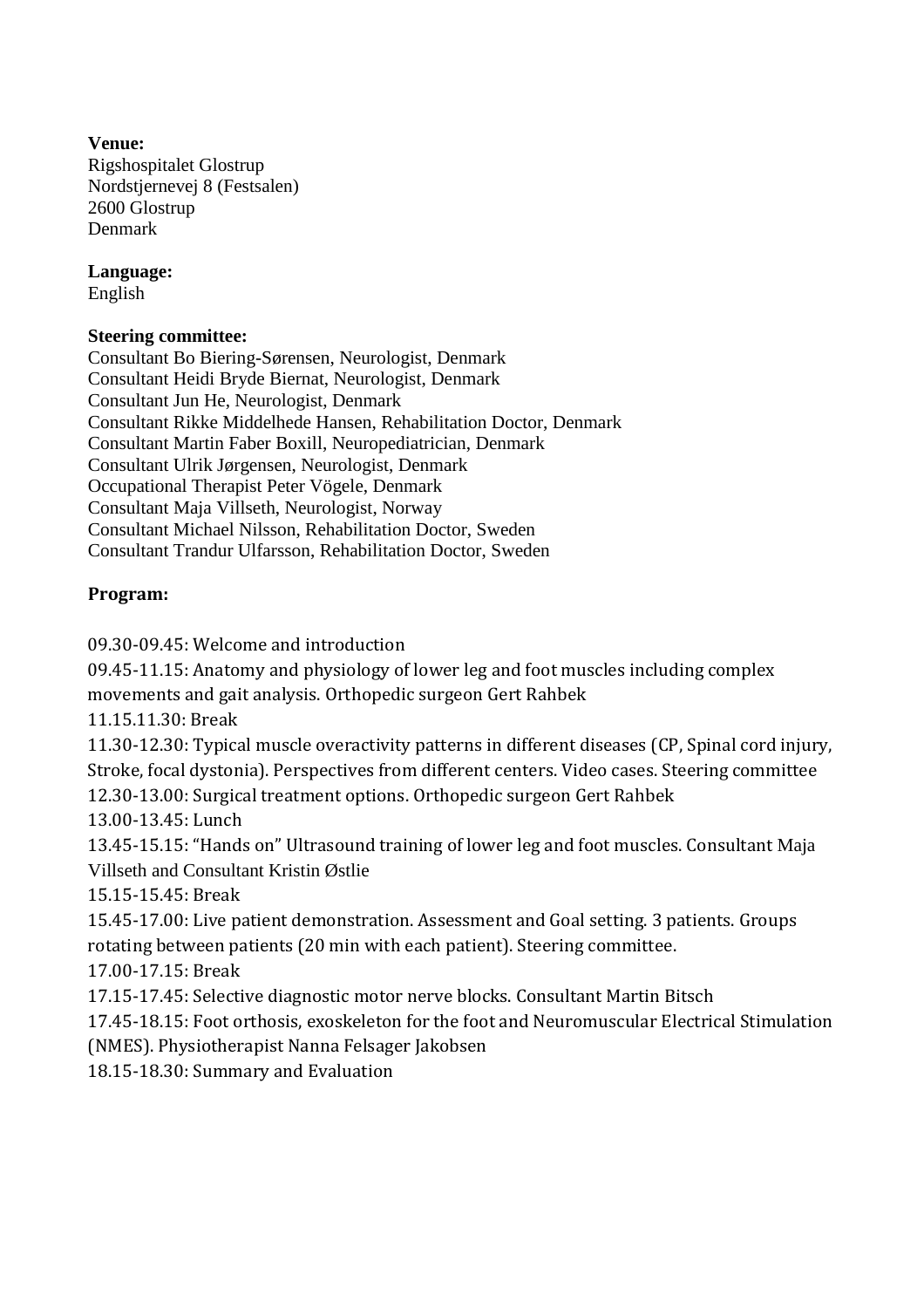**Venue:**
Rigshospitalet Glostrup
Nordstjernevej 8 (Festsalen)
2600 Glostrup
Denmark

**Language:**
English

**Steering committee:**
Consultant Bo Biering-Sørensen, Neurologist, Denmark
Consultant Heidi Bryde Biernat, Neurologist, Denmark
Consultant Jun He, Neurologist, Denmark
Consultant Rikke Middelhede Hansen, Rehabilitation Doctor, Denmark
Consultant Martin Faber Boxill, Neuropediatrician, Denmark
Consultant Ulrik Jørgensen, Neurologist, Denmark
Occupational Therapist Peter Vögele, Denmark
Consultant Maja Villseth, Neurologist, Norway
Consultant Michael Nilsson, Rehabilitation Doctor, Sweden
Consultant Trandur Ulfarsson, Rehabilitation Doctor, Sweden

**Program:**

09.30-09.45: Welcome and introduction
09.45-11.15: Anatomy and physiology of lower leg and foot muscles including complex movements and gait analysis. Orthopedic surgeon Gert Rahbek
11.15.11.30: Break
11.30-12.30: Typical muscle overactivity patterns in different diseases (CP, Spinal cord injury, Stroke, focal dystonia). Perspectives from different centers. Video cases. Steering committee
12.30-13.00: Surgical treatment options. Orthopedic surgeon Gert Rahbek
13.00-13.45: Lunch
13.45-15.15: "Hands on" Ultrasound training of lower leg and foot muscles. Consultant Maja Villseth and Consultant Kristin Østlie
15.15-15.45: Break
15.45-17.00: Live patient demonstration. Assessment and Goal setting. 3 patients. Groups rotating between patients (20 min with each patient). Steering committee.
17.00-17.15: Break
17.15-17.45: Selective diagnostic motor nerve blocks. Consultant Martin Bitsch
17.45-18.15: Foot orthosis, exoskeleton for the foot and Neuromuscular Electrical Stimulation (NMES). Physiotherapist Nanna Felsager Jakobsen
18.15-18.30: Summary and Evaluation